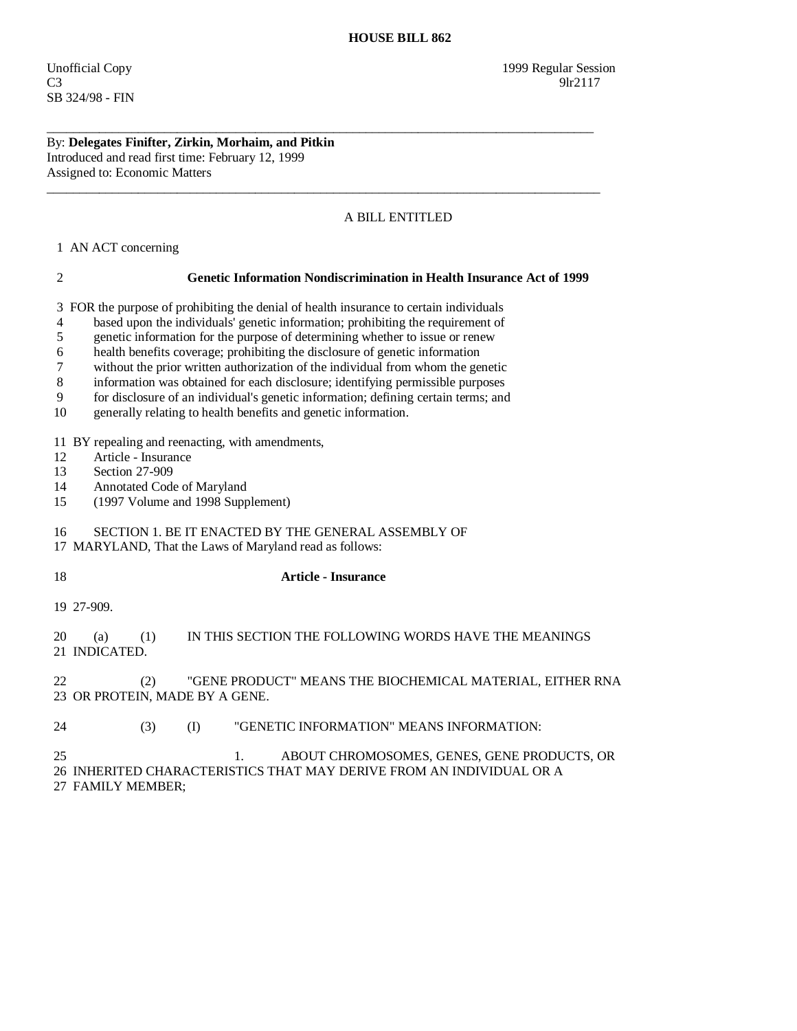# HOUSE BILL 862

Unofficial Copy
C3
SB 324/98 - FIN

1999 Regular Session
9lr2117

---

By: **Delegates Finifter, Zirkin, Morhaim, and Pitkin**
Introduced and read first time: February 12, 1999
Assigned to: Economic Matters

---

A BILL ENTITLED

1 AN ACT concerning

2 **Genetic Information Nondiscrimination in Health Insurance Act of 1999**

3 FOR the purpose of prohibiting the denial of health insurance to certain individuals
4 based upon the individuals' genetic information; prohibiting the requirement of
5 genetic information for the purpose of determining whether to issue or renew
6 health benefits coverage; prohibiting the disclosure of genetic information
7 without the prior written authorization of the individual from whom the genetic
8 information was obtained for each disclosure; identifying permissible purposes
9 for disclosure of an individual's genetic information; defining certain terms; and
10 generally relating to health benefits and genetic information.

11 BY repealing and reenacting, with amendments,
12 Article - Insurance
13 Section 27-909
14 Annotated Code of Maryland
15 (1997 Volume and 1998 Supplement)

16 SECTION 1. BE IT ENACTED BY THE GENERAL ASSEMBLY OF
17 MARYLAND, That the Laws of Maryland read as follows:

18 **Article - Insurance**

19 27-909.

20 (a) (1) IN THIS SECTION THE FOLLOWING WORDS HAVE THE MEANINGS
21 INDICATED.

22 (2) "GENE PRODUCT" MEANS THE BIOCHEMICAL MATERIAL, EITHER RNA
23 OR PROTEIN, MADE BY A GENE.

24 (3) (I) "GENETIC INFORMATION" MEANS INFORMATION:

25 1. ABOUT CHROMOSOMES, GENES, GENE PRODUCTS, OR
26 INHERITED CHARACTERISTICS THAT MAY DERIVE FROM AN INDIVIDUAL OR A
27 FAMILY MEMBER;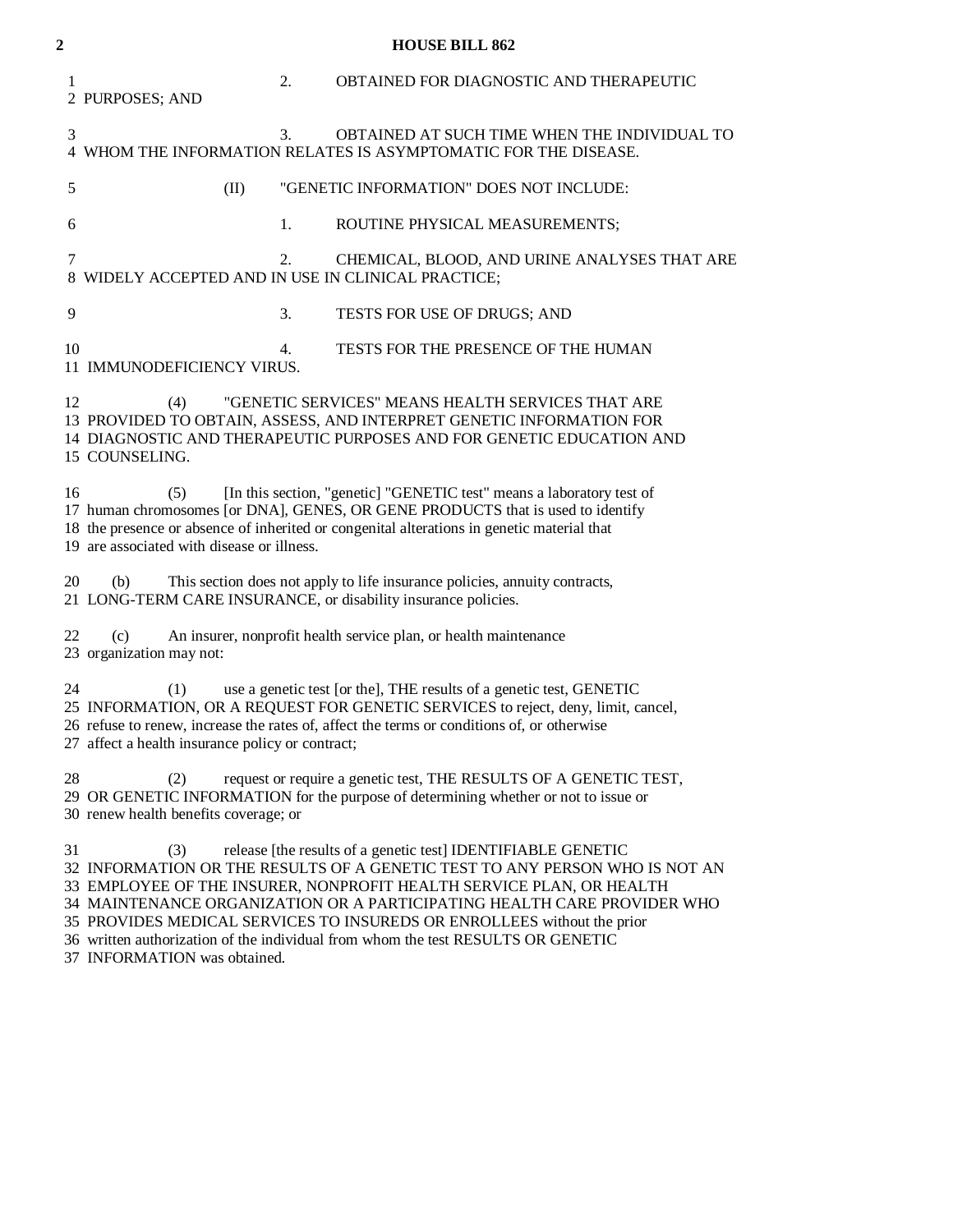2. OBTAINED FOR DIAGNOSTIC AND THERAPEUTIC PURPOSES; AND

3. OBTAINED AT SUCH TIME WHEN THE INDIVIDUAL TO WHOM THE INFORMATION RELATES IS ASYMPTOMATIC FOR THE DISEASE.

(II) "GENETIC INFORMATION" DOES NOT INCLUDE:

1. ROUTINE PHYSICAL MEASUREMENTS;

2. CHEMICAL, BLOOD, AND URINE ANALYSES THAT ARE WIDELY ACCEPTED AND IN USE IN CLINICAL PRACTICE;

3. TESTS FOR USE OF DRUGS; AND

4. TESTS FOR THE PRESENCE OF THE HUMAN IMMUNODEFICIENCY VIRUS.

(4) "GENETIC SERVICES" MEANS HEALTH SERVICES THAT ARE PROVIDED TO OBTAIN, ASSESS, AND INTERPRET GENETIC INFORMATION FOR DIAGNOSTIC AND THERAPEUTIC PURPOSES AND FOR GENETIC EDUCATION AND COUNSELING.

(5) [In this section, "genetic] "GENETIC test" means a laboratory test of human chromosomes [or DNA], GENES, OR GENE PRODUCTS that is used to identify the presence or absence of inherited or congenital alterations in genetic material that are associated with disease or illness.

(b) This section does not apply to life insurance policies, annuity contracts, LONG-TERM CARE INSURANCE, or disability insurance policies.

(c) An insurer, nonprofit health service plan, or health maintenance organization may not:

(1) use a genetic test [or the], THE results of a genetic test, GENETIC INFORMATION, OR A REQUEST FOR GENETIC SERVICES to reject, deny, limit, cancel, refuse to renew, increase the rates of, affect the terms or conditions of, or otherwise affect a health insurance policy or contract;

(2) request or require a genetic test, THE RESULTS OF A GENETIC TEST, OR GENETIC INFORMATION for the purpose of determining whether or not to issue or renew health benefits coverage; or

(3) release [the results of a genetic test] IDENTIFIABLE GENETIC INFORMATION OR THE RESULTS OF A GENETIC TEST TO ANY PERSON WHO IS NOT AN EMPLOYEE OF THE INSURER, NONPROFIT HEALTH SERVICE PLAN, OR HEALTH MAINTENANCE ORGANIZATION OR A PARTICIPATING HEALTH CARE PROVIDER WHO PROVIDES MEDICAL SERVICES TO INSUREDS OR ENROLLEES without the prior written authorization of the individual from whom the test RESULTS OR GENETIC INFORMATION was obtained.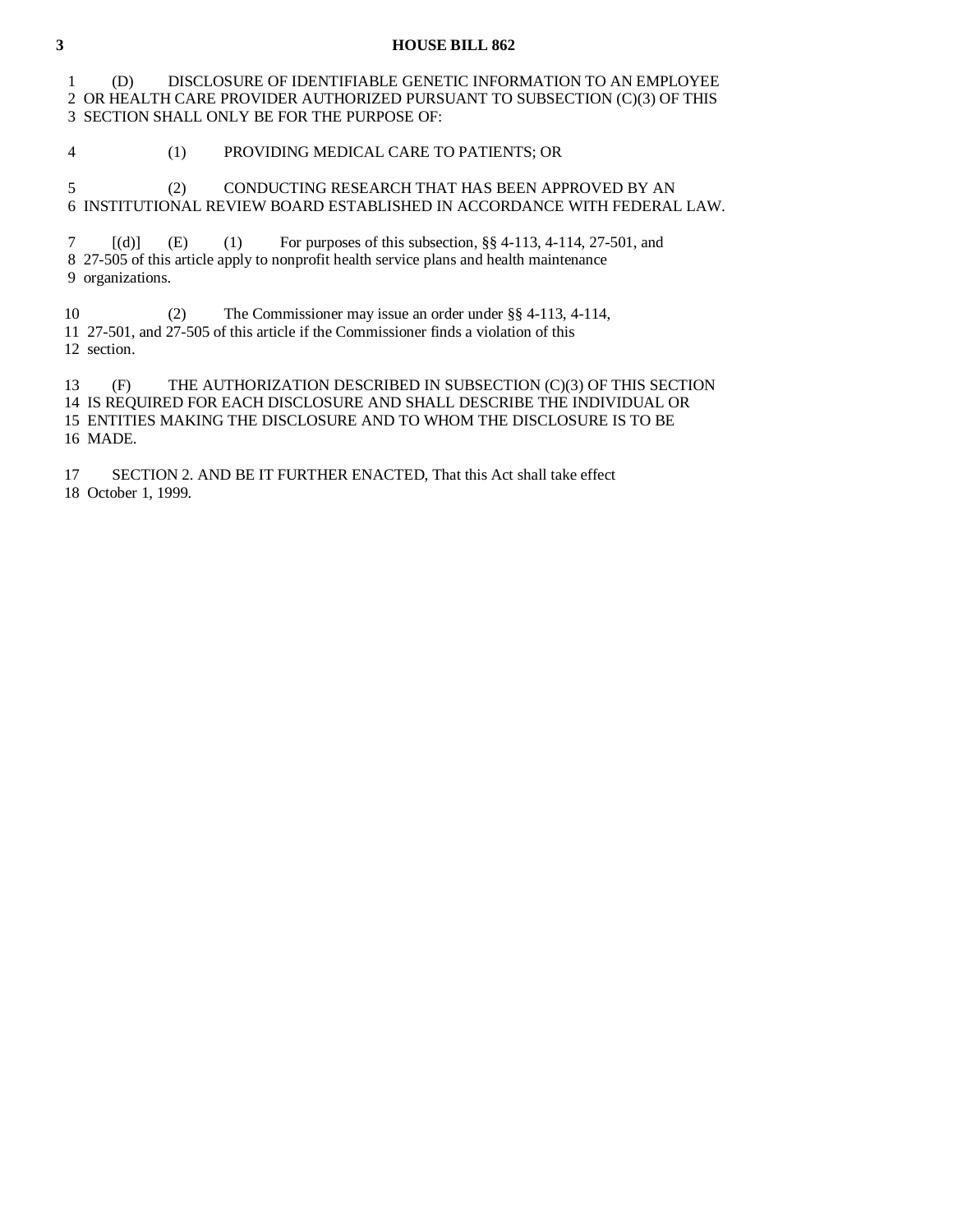(D) DISCLOSURE OF IDENTIFIABLE GENETIC INFORMATION TO AN EMPLOYEE OR HEALTH CARE PROVIDER AUTHORIZED PURSUANT TO SUBSECTION (C)(3) OF THIS SECTION SHALL ONLY BE FOR THE PURPOSE OF:

(1) PROVIDING MEDICAL CARE TO PATIENTS; OR

(2) CONDUCTING RESEARCH THAT HAS BEEN APPROVED BY AN INSTITUTIONAL REVIEW BOARD ESTABLISHED IN ACCORDANCE WITH FEDERAL LAW.

[(d)] (E) (1) For purposes of this subsection, §§ 4-113, 4-114, 27-501, and 27-505 of this article apply to nonprofit health service plans and health maintenance organizations.

(2) The Commissioner may issue an order under §§ 4-113, 4-114, 27-501, and 27-505 of this article if the Commissioner finds a violation of this section.

(F) THE AUTHORIZATION DESCRIBED IN SUBSECTION (C)(3) OF THIS SECTION IS REQUIRED FOR EACH DISCLOSURE AND SHALL DESCRIBE THE INDIVIDUAL OR ENTITIES MAKING THE DISCLOSURE AND TO WHOM THE DISCLOSURE IS TO BE MADE.

SECTION 2. AND BE IT FURTHER ENACTED, That this Act shall take effect October 1, 1999.